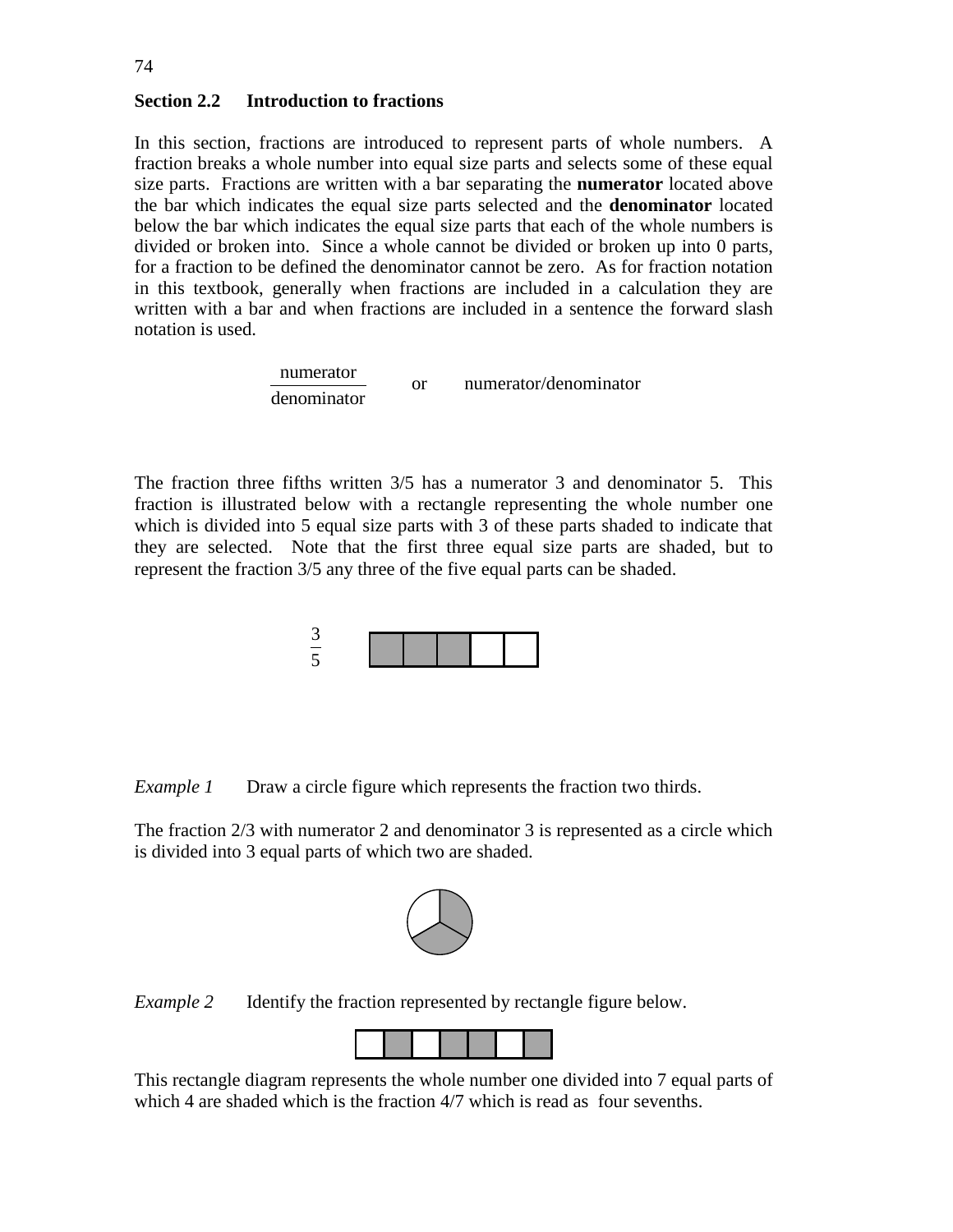## Section 2.2 Introduction to fractions

In this section, fractions are introduced to represent parts of whole numbers. A fraction breaks a whole number into equal size parts and selects some of these equal size parts. Fractions are written with a bar separating the **numerator** located above the bar which indicates the equal size parts selected and the **denominator** located below the bar which indicates the equal size parts that each of the whole numbers is divided or broken into. Since a whole cannot be divided or broken up into 0 parts, for a fraction to be defined the denominator cannot be zero. As for fraction notation in this textbook, generally when fractions are included in a calculation they are written with a bar and when fractions are included in a sentence the forward slash notation is used.

$$\frac{\text{numerator}}{\text{denominator}} \quad \text{or} \quad \text{numerator/denominator}$$

The fraction three fifths written 3/5 has a numerator 3 and denominator 5. This fraction is illustrated below with a rectangle representing the whole number one which is divided into 5 equal size parts with 3 of these parts shaded to indicate that they are selected. Note that the first three equal size parts are shaded, but to represent the fraction 3/5 any three of the five equal parts can be shaded.

$$\frac{3}{5}$$

*Example 1* Draw a circle figure which represents the fraction two thirds.

The fraction 2/3 with numerator 2 and denominator 3 is represented as a circle which is divided into 3 equal parts of which two are shaded.

*Example 2* Identify the fraction represented by rectangle figure below.

This rectangle diagram represents the whole number one divided into 7 equal parts of which 4 are shaded which is the fraction 4/7 which is read as four sevenths.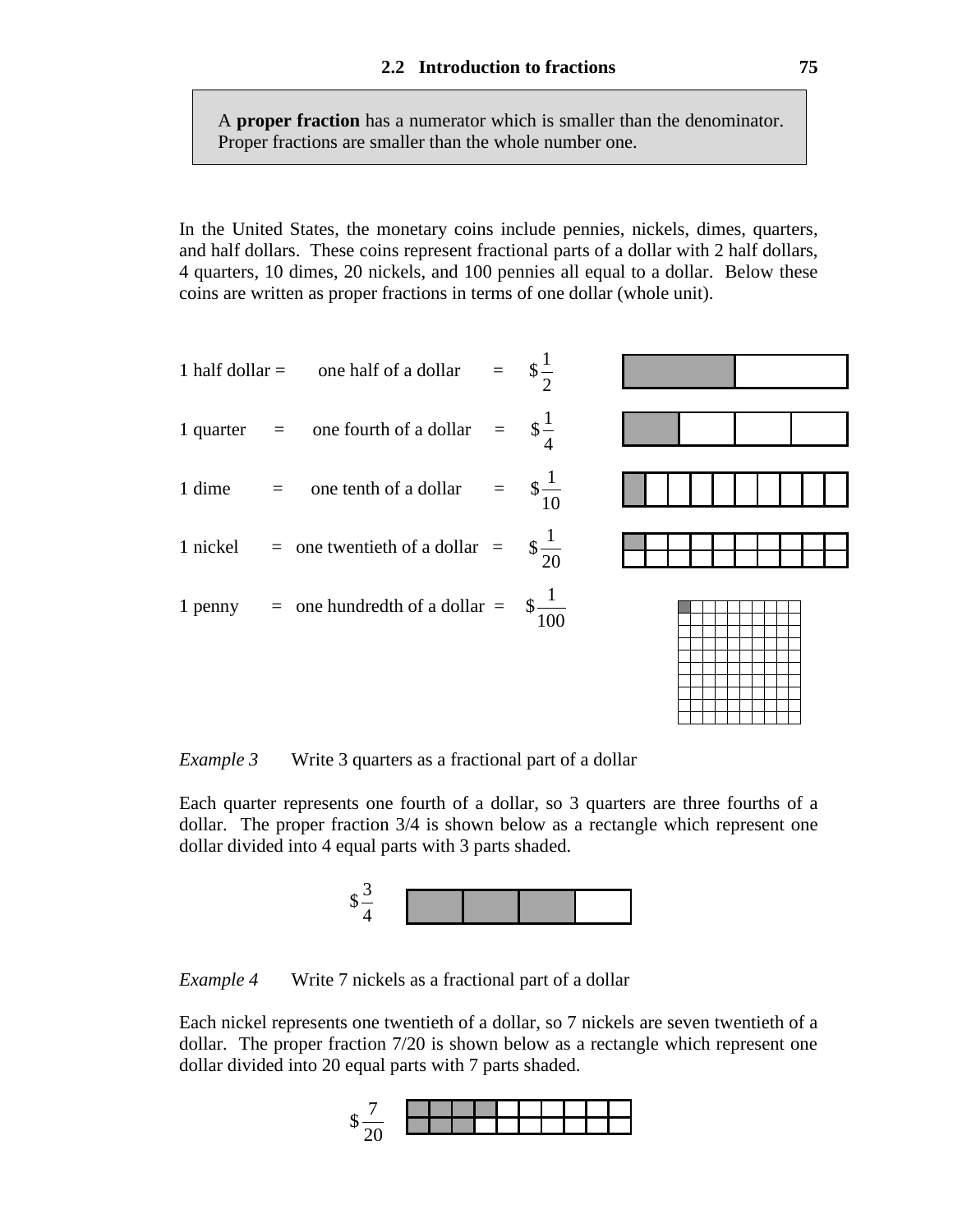A **proper fraction** has a numerator which is smaller than the denominator. Proper fractions are smaller than the whole number one.

In the United States, the monetary coins include pennies, nickels, dimes, quarters, and half dollars. These coins represent fractional parts of a dollar with 2 half dollars, 4 quarters, 10 dimes, 20 nickels, and 100 pennies all equal to a dollar. Below these coins are written as proper fractions in terms of one dollar (whole unit).

1 half dollar = one half of a dollar = $\$\frac{1}{2}$

1 quarter = one fourth of a dollar = $\$\frac{1}{4}$

1 dime = one tenth of a dollar = $\$\frac{1}{10}$

1 nickel = one twentieth of a dollar = $\$\frac{1}{20}$

1 penny = one hundredth of a dollar = $\$\frac{1}{100}$

*Example 3* Write 3 quarters as a fractional part of a dollar

Each quarter represents one fourth of a dollar, so 3 quarters are three fourths of a dollar. The proper fraction 3/4 is shown below as a rectangle which represent one dollar divided into 4 equal parts with 3 parts shaded.

$\$\frac{3}{4}$

*Example 4* Write 7 nickels as a fractional part of a dollar

Each nickel represents one twentieth of a dollar, so 7 nickels are seven twentieth of a dollar. The proper fraction 7/20 is shown below as a rectangle which represent one dollar divided into 20 equal parts with 7 parts shaded.

$\$\frac{7}{20}$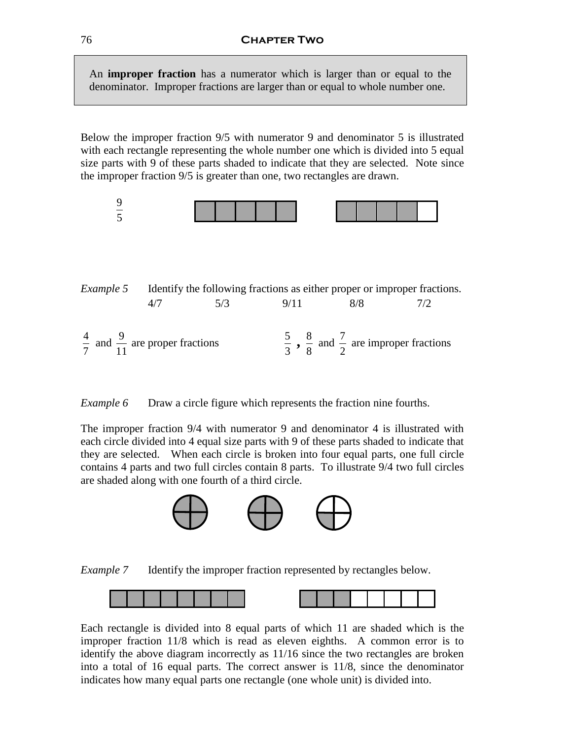> An **improper fraction** has a numerator which is larger than or equal to the denominator. Improper fractions are larger than or equal to whole number one.

Below the improper fraction 9/5 with numerator 9 and denominator 5 is illustrated with each rectangle representing the whole number one which is divided into 5 equal size parts with 9 of these parts shaded to indicate that they are selected. Note since the improper fraction 9/5 is greater than one, two rectangles are drawn.

$\frac{9}{5}$

*Example 5* Identify the following fractions as either proper or improper fractions.

4/7 5/3 9/11 8/8 7/2

$\frac{4}{7}$ and $\frac{9}{11}$ are proper fractions

$\frac{5}{3}$ , $\frac{8}{8}$ and $\frac{7}{2}$ are improper fractions

*Example 6* Draw a circle figure which represents the fraction nine fourths.

The improper fraction 9/4 with numerator 9 and denominator 4 is illustrated with each circle divided into 4 equal size parts with 9 of these parts shaded to indicate that they are selected. When each circle is broken into four equal parts, one full circle contains 4 parts and two full circles contain 8 parts. To illustrate 9/4 two full circles are shaded along with one fourth of a third circle.

*Example 7* Identify the improper fraction represented by rectangles below.

Each rectangle is divided into 8 equal parts of which 11 are shaded which is the improper fraction 11/8 which is read as eleven eighths. A common error is to identify the above diagram incorrectly as 11/16 since the two rectangles are broken into a total of 16 equal parts. The correct answer is 11/8, since the denominator indicates how many equal parts one rectangle (one whole unit) is divided into.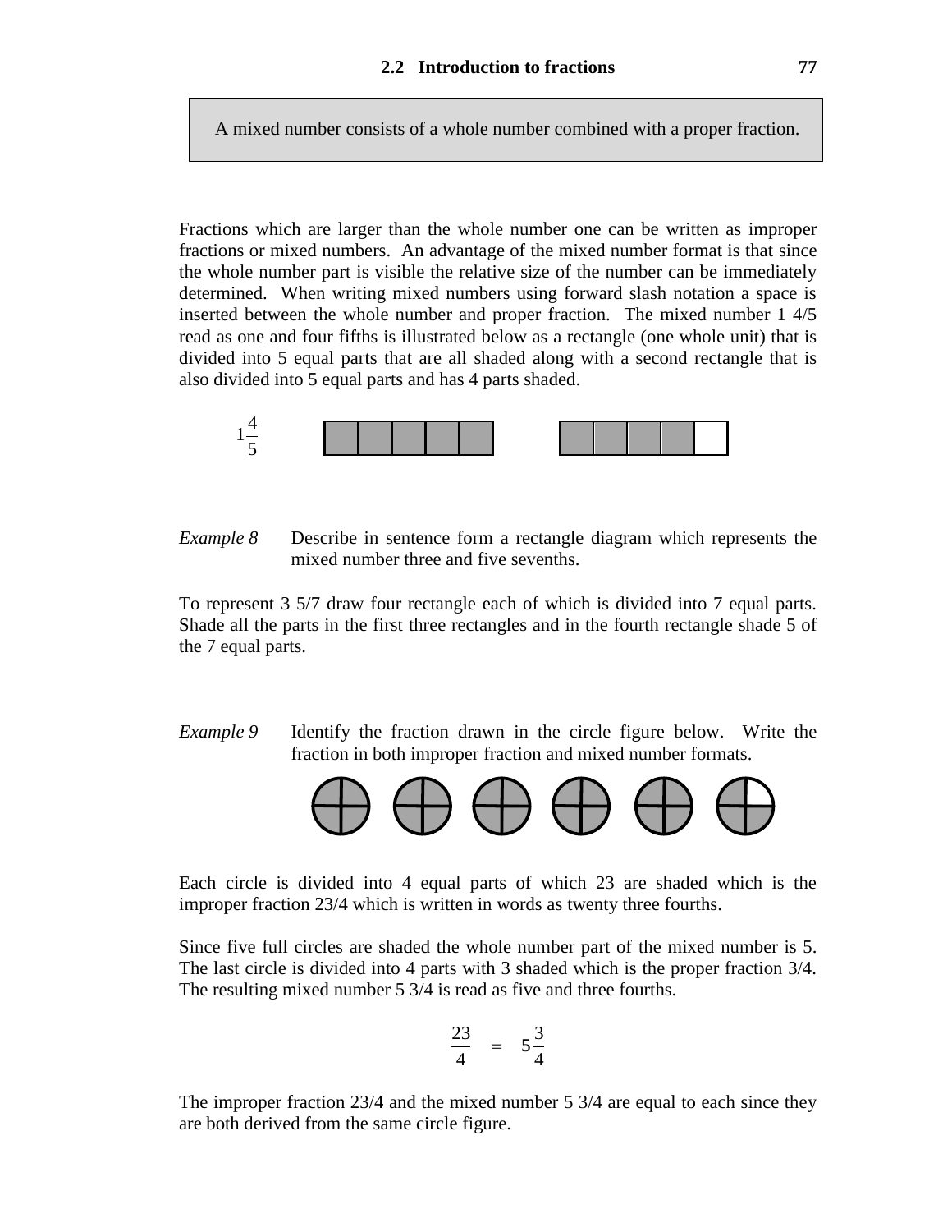A mixed number consists of a whole number combined with a proper fraction.

Fractions which are larger than the whole number one can be written as improper fractions or mixed numbers. An advantage of the mixed number format is that since the whole number part is visible the relative size of the number can be immediately determined. When writing mixed numbers using forward slash notation a space is inserted between the whole number and proper fraction. The mixed number 1 4/5 read as one and four fifths is illustrated below as a rectangle (one whole unit) that is divided into 5 equal parts that are all shaded along with a second rectangle that is also divided into 5 equal parts and has 4 parts shaded.

$1\frac{4}{5}$

*Example 8* Describe in sentence form a rectangle diagram which represents the mixed number three and five sevenths.

To represent 3 5/7 draw four rectangle each of which is divided into 7 equal parts. Shade all the parts in the first three rectangles and in the fourth rectangle shade 5 of the 7 equal parts.

*Example 9* Identify the fraction drawn in the circle figure below. Write the fraction in both improper fraction and mixed number formats.

Each circle is divided into 4 equal parts of which 23 are shaded which is the improper fraction 23/4 which is written in words as twenty three fourths.

Since five full circles are shaded the whole number part of the mixed number is 5. The last circle is divided into 4 parts with 3 shaded which is the proper fraction 3/4. The resulting mixed number 5 3/4 is read as five and three fourths.

$$\frac{23}{4} = 5\frac{3}{4}$$

The improper fraction 23/4 and the mixed number 5 3/4 are equal to each since they are both derived from the same circle figure.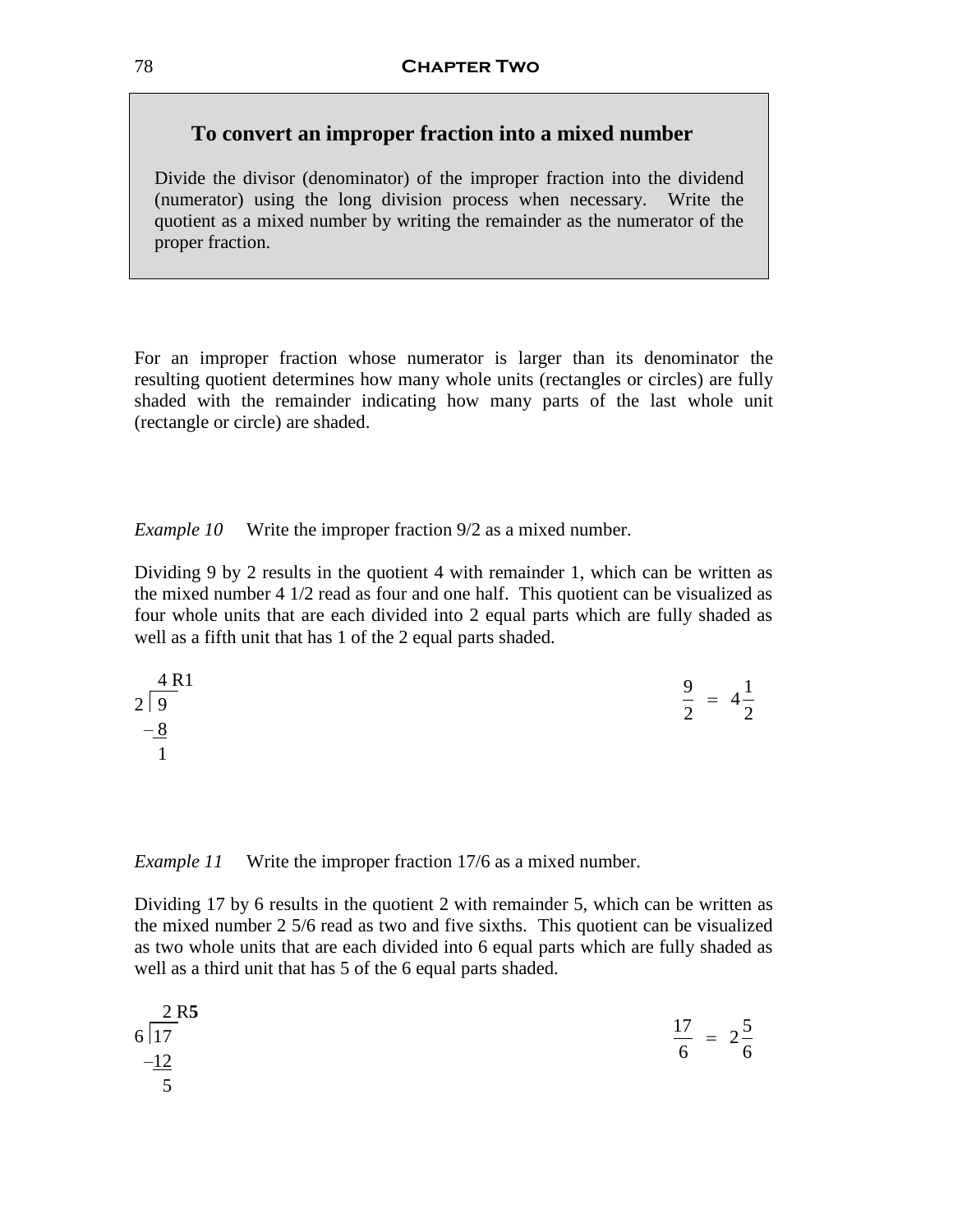### To convert an improper fraction into a mixed number

Divide the divisor (denominator) of the improper fraction into the dividend (numerator) using the long division process when necessary. Write the quotient as a mixed number by writing the remainder as the numerator of the proper fraction.

For an improper fraction whose numerator is larger than its denominator the resulting quotient determines how many whole units (rectangles or circles) are fully shaded with the remainder indicating how many parts of the last whole unit (rectangle or circle) are shaded.

*Example 10* Write the improper fraction 9/2 as a mixed number.

Dividing 9 by 2 results in the quotient 4 with remainder 1, which can be written as the mixed number 4 1/2 read as four and one half. This quotient can be visualized as four whole units that are each divided into 2 equal parts which are fully shaded as well as a fifth unit that has 1 of the 2 equal parts shaded.

$$\begin{array}{r} 4 \text{ R1} \\ 2 \overline{\smash{)}\, 9} \\ -\underline{8} \\ 1 \end{array}$$

$$\frac{9}{2} = 4\frac{1}{2}$$

*Example 11* Write the improper fraction 17/6 as a mixed number.

Dividing 17 by 6 results in the quotient 2 with remainder 5, which can be written as the mixed number 2 5/6 read as two and five sixths. This quotient can be visualized as two whole units that are each divided into 6 equal parts which are fully shaded as well as a third unit that has 5 of the 6 equal parts shaded.

$$\begin{array}{r} 2 \text{ R}\mathbf{5} \\ 6 \overline{\smash{)}\, 17} \\ -\underline{12} \\ 5 \end{array}$$

$$\frac{17}{6} = 2\frac{5}{6}$$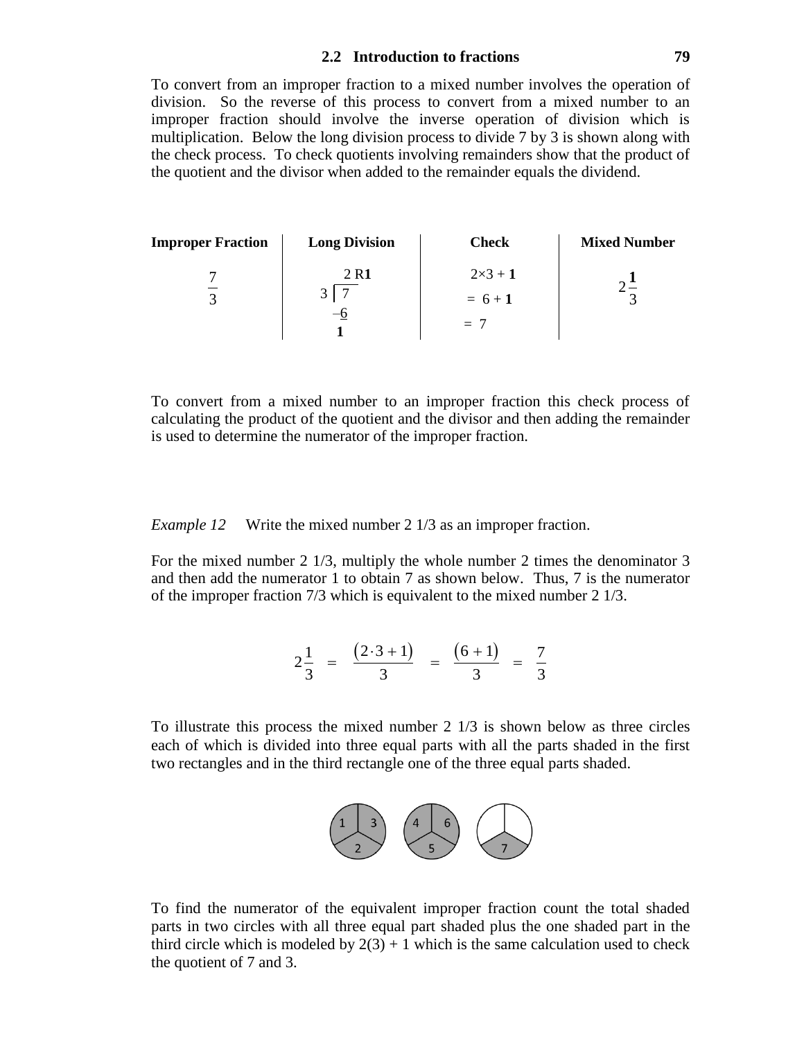To convert from an improper fraction to a mixed number involves the operation of division. So the reverse of this process to convert from a mixed number to an improper fraction should involve the inverse operation of division which is multiplication. Below the long division process to divide 7 by 3 is shown along with the check process. To check quotients involving remainders show that the product of the quotient and the divisor when added to the remainder equals the dividend.

| Improper Fraction | Long Division | Check | Mixed Number |
|---|---|---|---|
| $\frac{7}{3}$ | $3 \overline{)7}$ = 2 R**1**; $-6$; **1** | $2 \times 3 + \mathbf{1}$ $= 6 + \mathbf{1}$ $= 7$ | $2\frac{\mathbf{1}}{3}$ |

To convert from a mixed number to an improper fraction this check process of calculating the product of the quotient and the divisor and then adding the remainder is used to determine the numerator of the improper fraction.

*Example 12* Write the mixed number 2 1/3 as an improper fraction.

For the mixed number 2 1/3, multiply the whole number 2 times the denominator 3 and then add the numerator 1 to obtain 7 as shown below. Thus, 7 is the numerator of the improper fraction 7/3 which is equivalent to the mixed number 2 1/3.

$$2\frac{1}{3} = \frac{(2 \cdot 3 + 1)}{3} = \frac{(6 + 1)}{3} = \frac{7}{3}$$

To illustrate this process the mixed number 2 1/3 is shown below as three circles each of which is divided into three equal parts with all the parts shaded in the first two rectangles and in the third rectangle one of the three equal parts shaded.

To find the numerator of the equivalent improper fraction count the total shaded parts in two circles with all three equal part shaded plus the one shaded part in the third circle which is modeled by 2(3) + 1 which is the same calculation used to check the quotient of 7 and 3.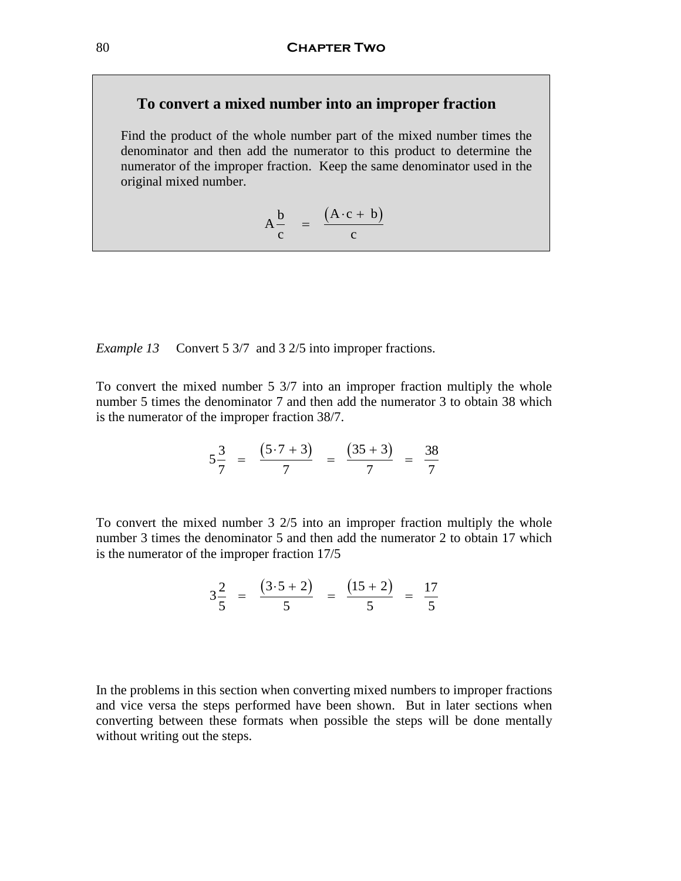### To convert a mixed number into an improper fraction

Find the product of the whole number part of the mixed number times the denominator and then add the numerator to this product to determine the numerator of the improper fraction. Keep the same denominator used in the original mixed number.

$$A\frac{b}{c} = \frac{(A \cdot c + b)}{c}$$

*Example 13* Convert 5 3/7 and 3 2/5 into improper fractions.

To convert the mixed number 5 3/7 into an improper fraction multiply the whole number 5 times the denominator 7 and then add the numerator 3 to obtain 38 which is the numerator of the improper fraction 38/7.

$$5\frac{3}{7} = \frac{(5 \cdot 7 + 3)}{7} = \frac{(35 + 3)}{7} = \frac{38}{7}$$

To convert the mixed number 3 2/5 into an improper fraction multiply the whole number 3 times the denominator 5 and then add the numerator 2 to obtain 17 which is the numerator of the improper fraction 17/5

$$3\frac{2}{5} = \frac{(3 \cdot 5 + 2)}{5} = \frac{(15 + 2)}{5} = \frac{17}{5}$$

In the problems in this section when converting mixed numbers to improper fractions and vice versa the steps performed have been shown. But in later sections when converting between these formats when possible the steps will be done mentally without writing out the steps.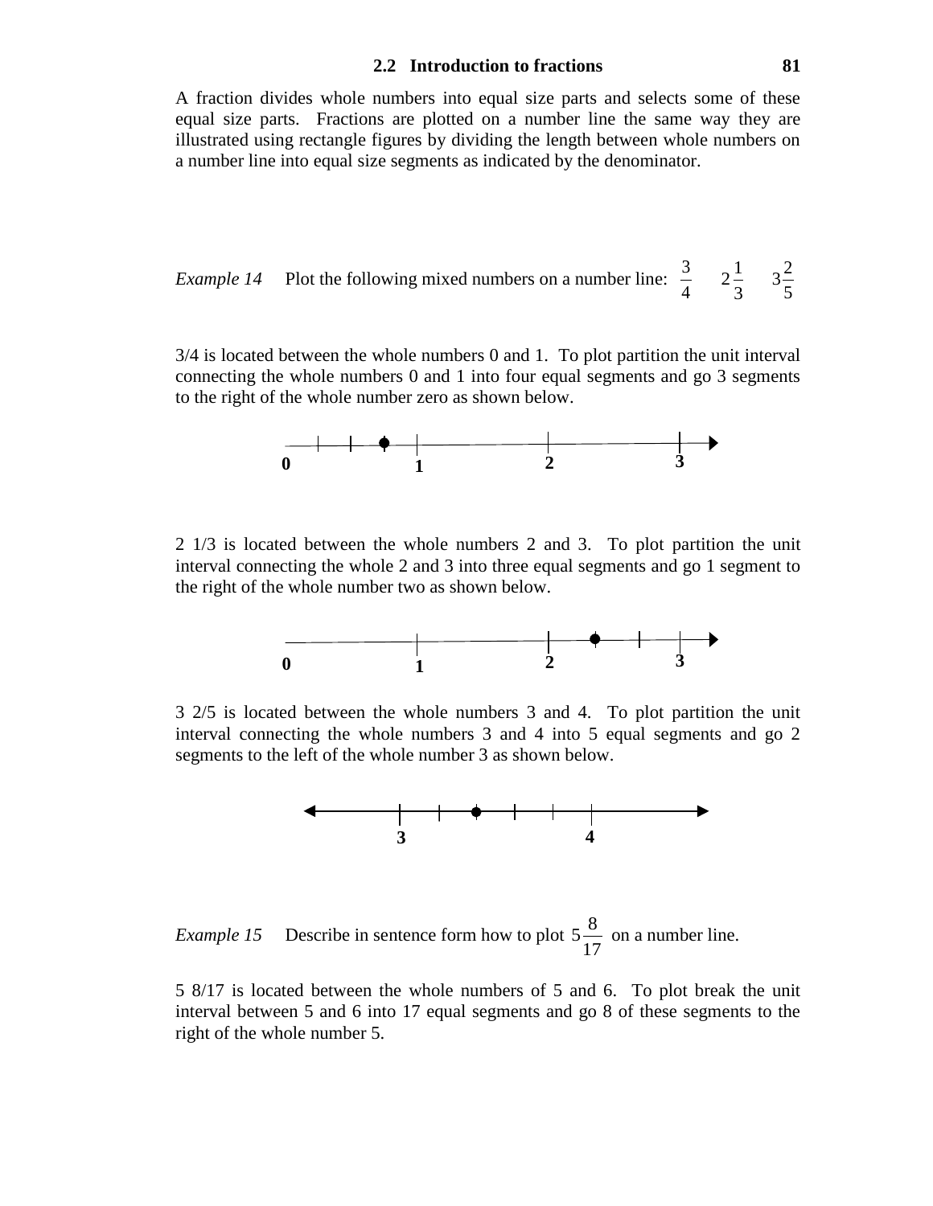A fraction divides whole numbers into equal size parts and selects some of these equal size parts. Fractions are plotted on a number line the same way they are illustrated using rectangle figures by dividing the length between whole numbers on a number line into equal size segments as indicated by the denominator.

*Example 14* Plot the following mixed numbers on a number line: $\frac{3}{4}$ $2\frac{1}{3}$ $3\frac{2}{5}$

3/4 is located between the whole numbers 0 and 1. To plot partition the unit interval connecting the whole numbers 0 and 1 into four equal segments and go 3 segments to the right of the whole number zero as shown below.

2 1/3 is located between the whole numbers 2 and 3. To plot partition the unit interval connecting the whole 2 and 3 into three equal segments and go 1 segment to the right of the whole number two as shown below.

3 2/5 is located between the whole numbers 3 and 4. To plot partition the unit interval connecting the whole numbers 3 and 4 into 5 equal segments and go 2 segments to the left of the whole number 3 as shown below.

*Example 15* Describe in sentence form how to plot $5\frac{8}{17}$ on a number line.

5 8/17 is located between the whole numbers of 5 and 6. To plot break the unit interval between 5 and 6 into 17 equal segments and go 8 of these segments to the right of the whole number 5.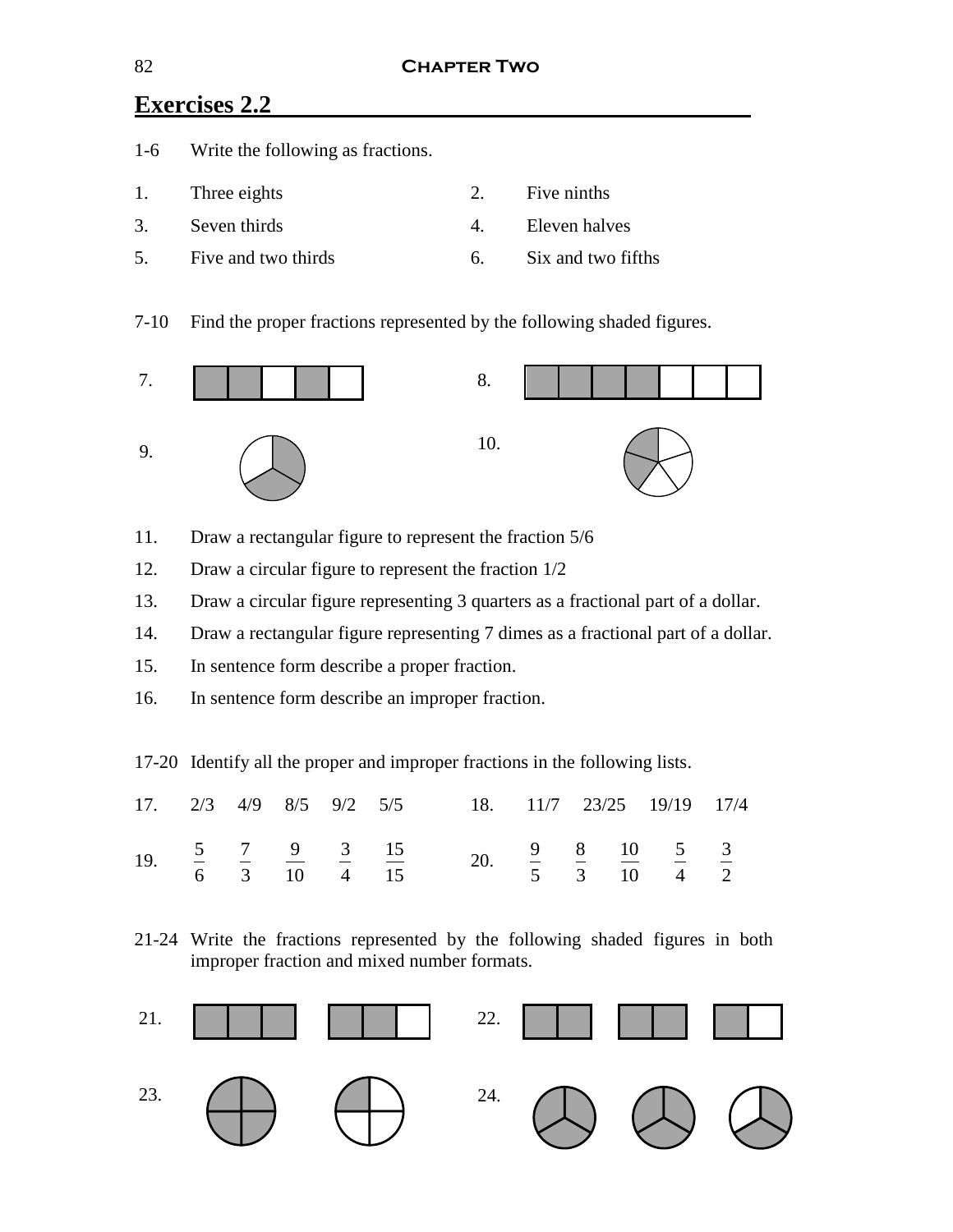## Exercises 2.2

1-6 Write the following as fractions.

1. Three eights
2. Five ninths
3. Seven thirds
4. Eleven halves
5. Five and two thirds
6. Six and two fifths

7-10 Find the proper fractions represented by the following shaded figures.

7.

8.

9.

10.

11. Draw a rectangular figure to represent the fraction 5/6
12. Draw a circular figure to represent the fraction 1/2
13. Draw a circular figure representing 3 quarters as a fractional part of a dollar.
14. Draw a rectangular figure representing 7 dimes as a fractional part of a dollar.
15. In sentence form describe a proper fraction.
16. In sentence form describe an improper fraction.

17-20 Identify all the proper and improper fractions in the following lists.

17. 2/3 4/9 8/5 9/2 5/5

18. 11/7 23/25 19/19 17/4

19. $\frac{5}{6}$ $\frac{7}{3}$ $\frac{9}{10}$ $\frac{3}{4}$ $\frac{15}{15}$

20. $\frac{9}{5}$ $\frac{8}{3}$ $\frac{10}{10}$ $\frac{5}{4}$ $\frac{3}{2}$

21-24 Write the fractions represented by the following shaded figures in both improper fraction and mixed number formats.

21.

22.

23.

24.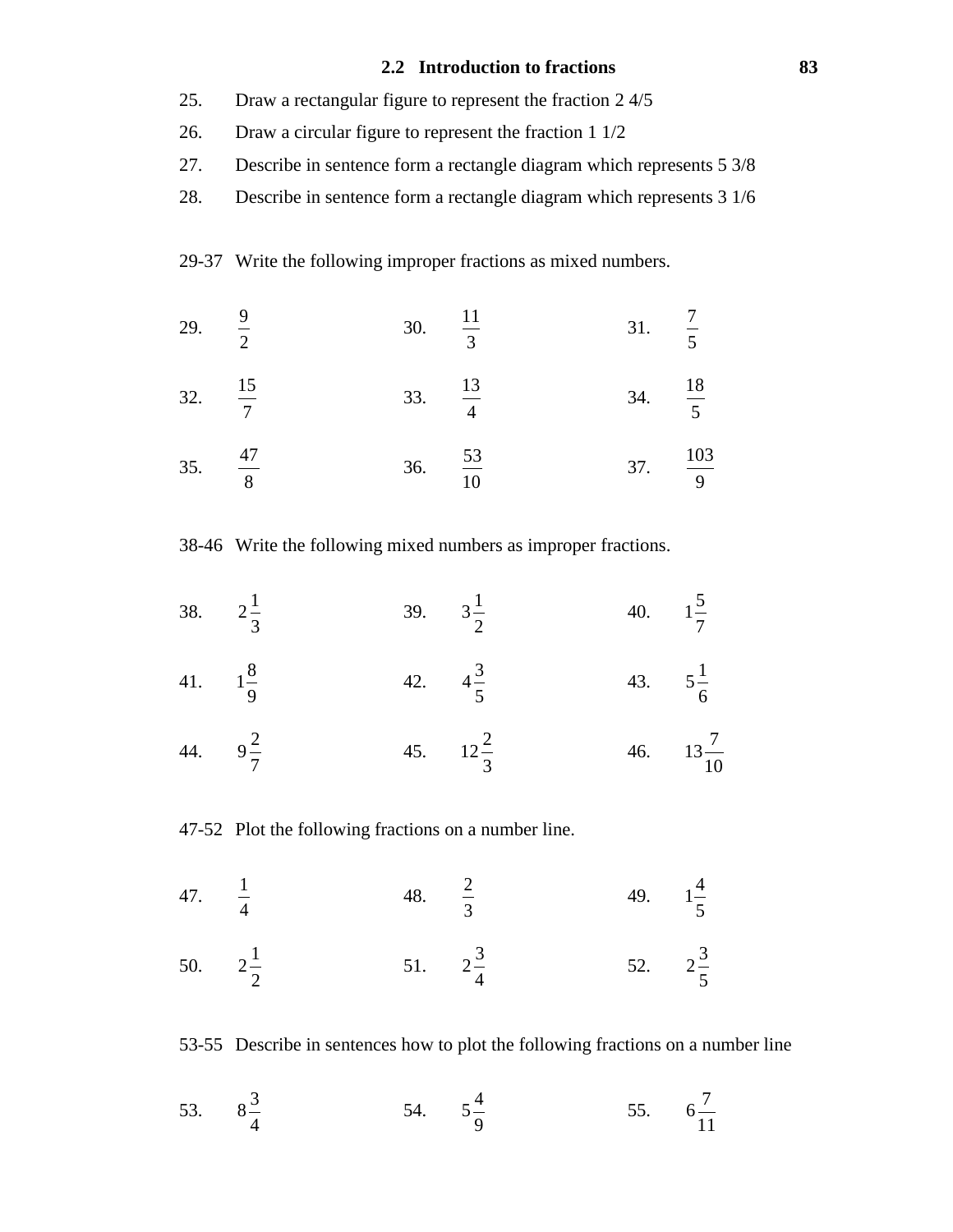25. Draw a rectangular figure to represent the fraction 2 4/5

26. Draw a circular figure to represent the fraction 1 1/2

27. Describe in sentence form a rectangle diagram which represents 5 3/8

28. Describe in sentence form a rectangle diagram which represents 3 1/6

29-37 Write the following improper fractions as mixed numbers.

29. $\frac{9}{2}$ 30. $\frac{11}{3}$ 31. $\frac{7}{5}$

32. $\frac{15}{7}$ 33. $\frac{13}{4}$ 34. $\frac{18}{5}$

35. $\frac{47}{8}$ 36. $\frac{53}{10}$ 37. $\frac{103}{9}$

38-46 Write the following mixed numbers as improper fractions.

38. $2\frac{1}{3}$ 39. $3\frac{1}{2}$ 40. $1\frac{5}{7}$

41. $1\frac{8}{9}$ 42. $4\frac{3}{5}$ 43. $5\frac{1}{6}$

44. $9\frac{2}{7}$ 45. $12\frac{2}{3}$ 46. $13\frac{7}{10}$

47-52 Plot the following fractions on a number line.

47. $\frac{1}{4}$ 48. $\frac{2}{3}$ 49. $1\frac{4}{5}$

50. $2\frac{1}{2}$ 51. $2\frac{3}{4}$ 52. $2\frac{3}{5}$

53-55 Describe in sentences how to plot the following fractions on a number line

53. $8\frac{3}{4}$ 54. $5\frac{4}{9}$ 55. $6\frac{7}{11}$